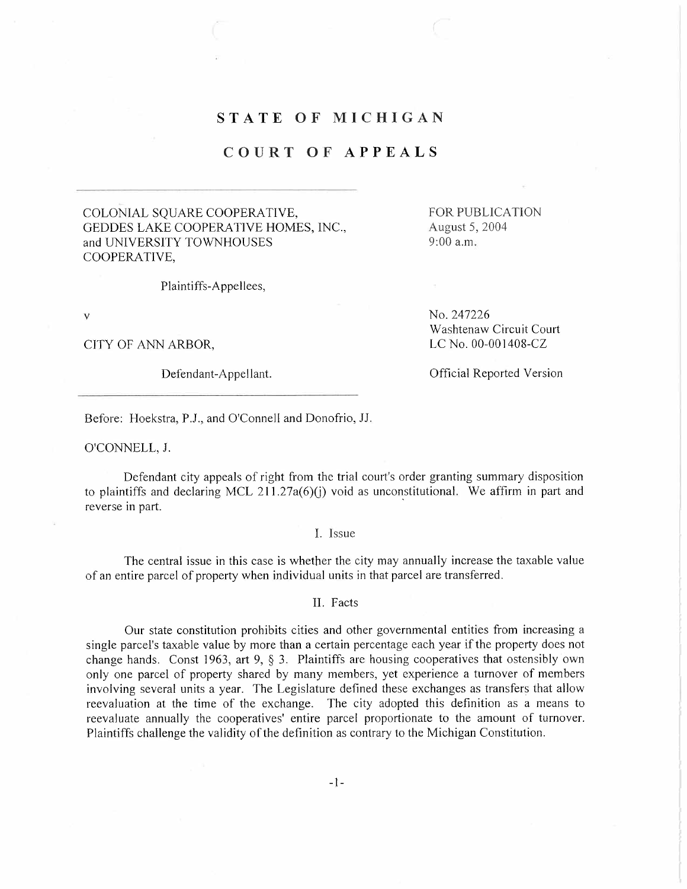# STATE OF MICHIGAN

## COURT OF APPEALS

COLONIAL SQUARE COOPERATIVE, GEDDES LAKE COOPERATIVE HOMES, INC., and UNIVERSITY TOWNHOUSES COOPERATIVE,

Plaintiffs-Appellees,

v

CITY OF ANN ARBOR,

Defendant-Appellant.

FOR PUBLICATION
August 5, 2004
9:00 a.m.

No. 247226
Washtenaw Circuit Court
LC No. 00-001408-CZ

Official Reported Version

Before: Hoekstra, P.J., and O'Connell and Donofrio, JJ.

O'CONNELL, J.

Defendant city appeals of right from the trial court's order granting summary disposition to plaintiffs and declaring MCL 211.27a(6)(j) void as unconstitutional. We affirm in part and reverse in part.

### I. Issue

The central issue in this case is whether the city may annually increase the taxable value of an entire parcel of property when individual units in that parcel are transferred.

### II. Facts

Our state constitution prohibits cities and other governmental entities from increasing a single parcel's taxable value by more than a certain percentage each year if the property does not change hands. Const 1963, art 9, § 3. Plaintiffs are housing cooperatives that ostensibly own only one parcel of property shared by many members, yet experience a turnover of members involving several units a year. The Legislature defined these exchanges as transfers that allow reevaluation at the time of the exchange. The city adopted this definition as a means to reevaluate annually the cooperatives' entire parcel proportionate to the amount of turnover. Plaintiffs challenge the validity of the definition as contrary to the Michigan Constitution.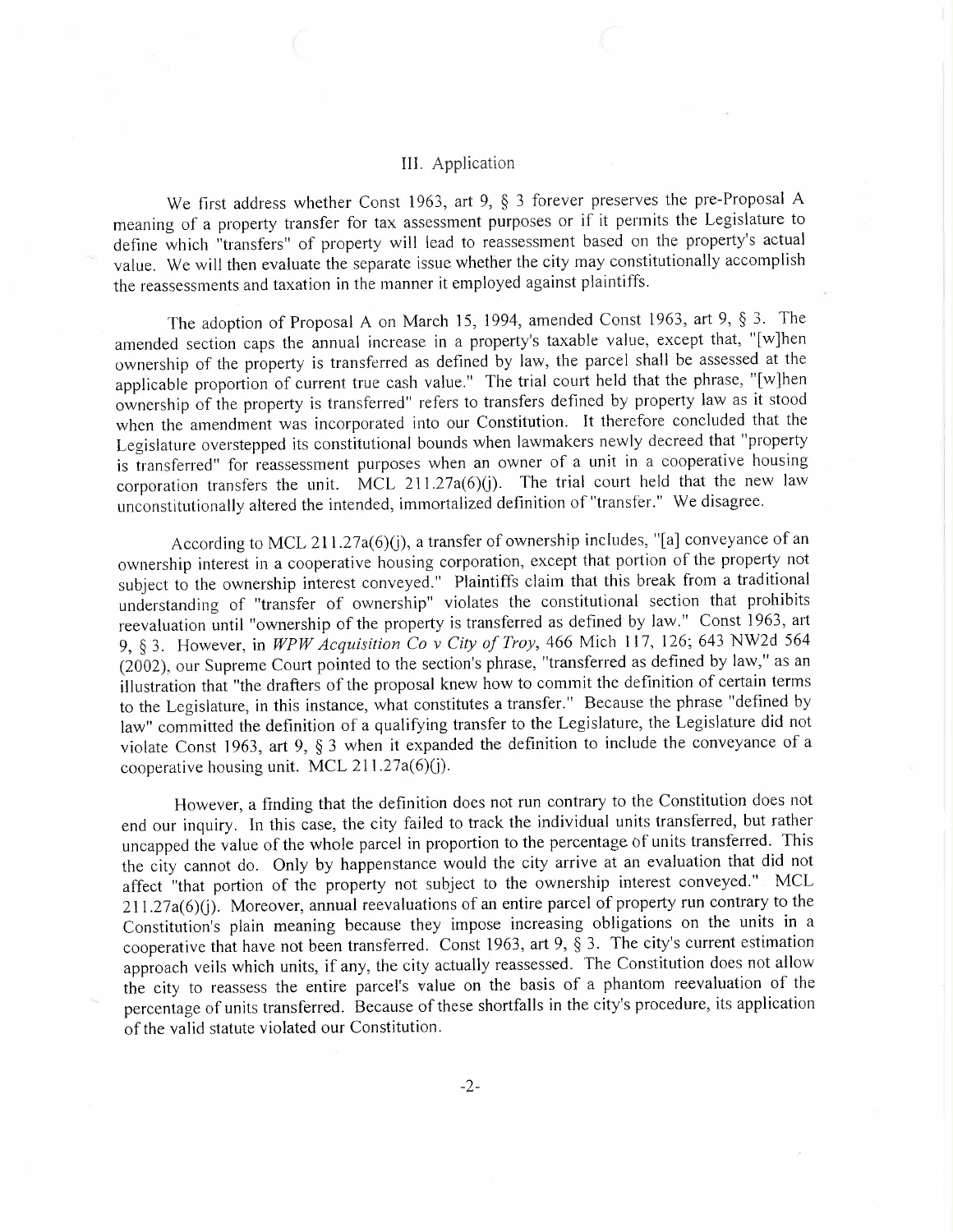## III. Application

We first address whether Const 1963, art 9, § 3 forever preserves the pre-Proposal A meaning of a property transfer for tax assessment purposes or if it permits the Legislature to define which "transfers" of property will lead to reassessment based on the property's actual value. We will then evaluate the separate issue whether the city may constitutionally accomplish the reassessments and taxation in the manner it employed against plaintiffs.

The adoption of Proposal A on March 15, 1994, amended Const 1963, art 9, § 3. The amended section caps the annual increase in a property's taxable value, except that, "[w]hen ownership of the property is transferred as defined by law, the parcel shall be assessed at the applicable proportion of current true cash value." The trial court held that the phrase, "[w]hen ownership of the property is transferred" refers to transfers defined by property law as it stood when the amendment was incorporated into our Constitution. It therefore concluded that the Legislature overstepped its constitutional bounds when lawmakers newly decreed that "property is transferred" for reassessment purposes when an owner of a unit in a cooperative housing corporation transfers the unit. MCL 211.27a(6)(j). The trial court held that the new law unconstitutionally altered the intended, immortalized definition of "transfer." We disagree.

According to MCL 211.27a(6)(j), a transfer of ownership includes, "[a] conveyance of an ownership interest in a cooperative housing corporation, except that portion of the property not subject to the ownership interest conveyed." Plaintiffs claim that this break from a traditional understanding of "transfer of ownership" violates the constitutional section that prohibits reevaluation until "ownership of the property is transferred as defined by law." Const 1963, art 9, § 3. However, in *WPW Acquisition Co v City of Troy*, 466 Mich 117, 126; 643 NW2d 564 (2002), our Supreme Court pointed to the section's phrase, "transferred as defined by law," as an illustration that "the drafters of the proposal knew how to commit the definition of certain terms to the Legislature, in this instance, what constitutes a transfer." Because the phrase "defined by law" committed the definition of a qualifying transfer to the Legislature, the Legislature did not violate Const 1963, art 9, § 3 when it expanded the definition to include the conveyance of a cooperative housing unit. MCL 211.27a(6)(j).

However, a finding that the definition does not run contrary to the Constitution does not end our inquiry. In this case, the city failed to track the individual units transferred, but rather uncapped the value of the whole parcel in proportion to the percentage of units transferred. This the city cannot do. Only by happenstance would the city arrive at an evaluation that did not affect "that portion of the property not subject to the ownership interest conveyed." MCL 211.27a(6)(j). Moreover, annual reevaluations of an entire parcel of property run contrary to the Constitution's plain meaning because they impose increasing obligations on the units in a cooperative that have not been transferred. Const 1963, art 9, § 3. The city's current estimation approach veils which units, if any, the city actually reassessed. The Constitution does not allow the city to reassess the entire parcel's value on the basis of a phantom reevaluation of the percentage of units transferred. Because of these shortfalls in the city's procedure, its application of the valid statute violated our Constitution.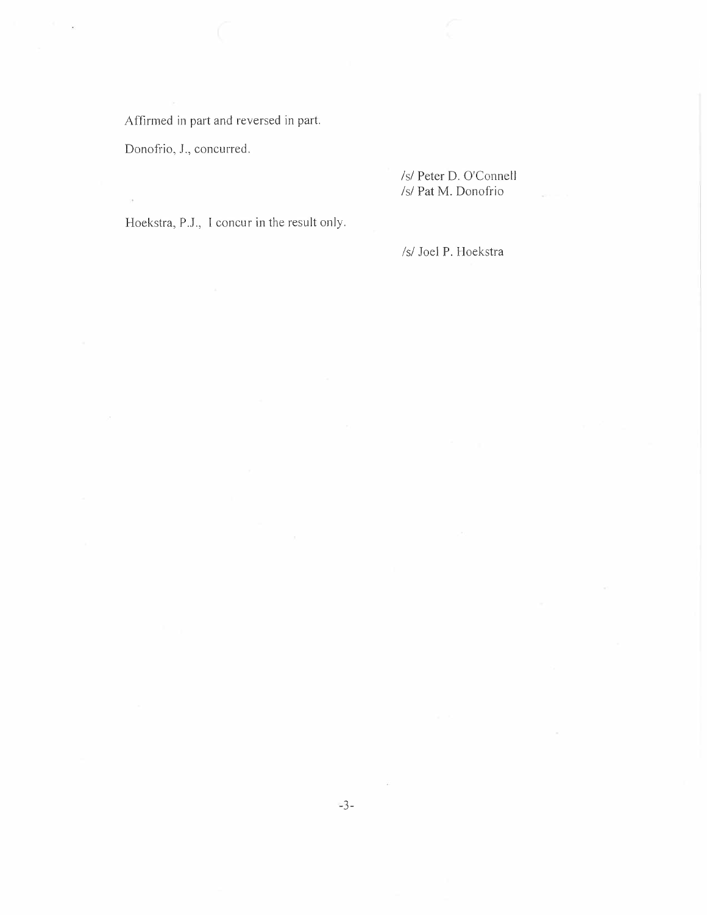Affirmed in part and reversed in part.

Donofrio, J., concurred.

/s/ Peter D. O'Connell
/s/ Pat M. Donofrio

Hoekstra, P.J., I concur in the result only.

/s/ Joel P. Hoekstra